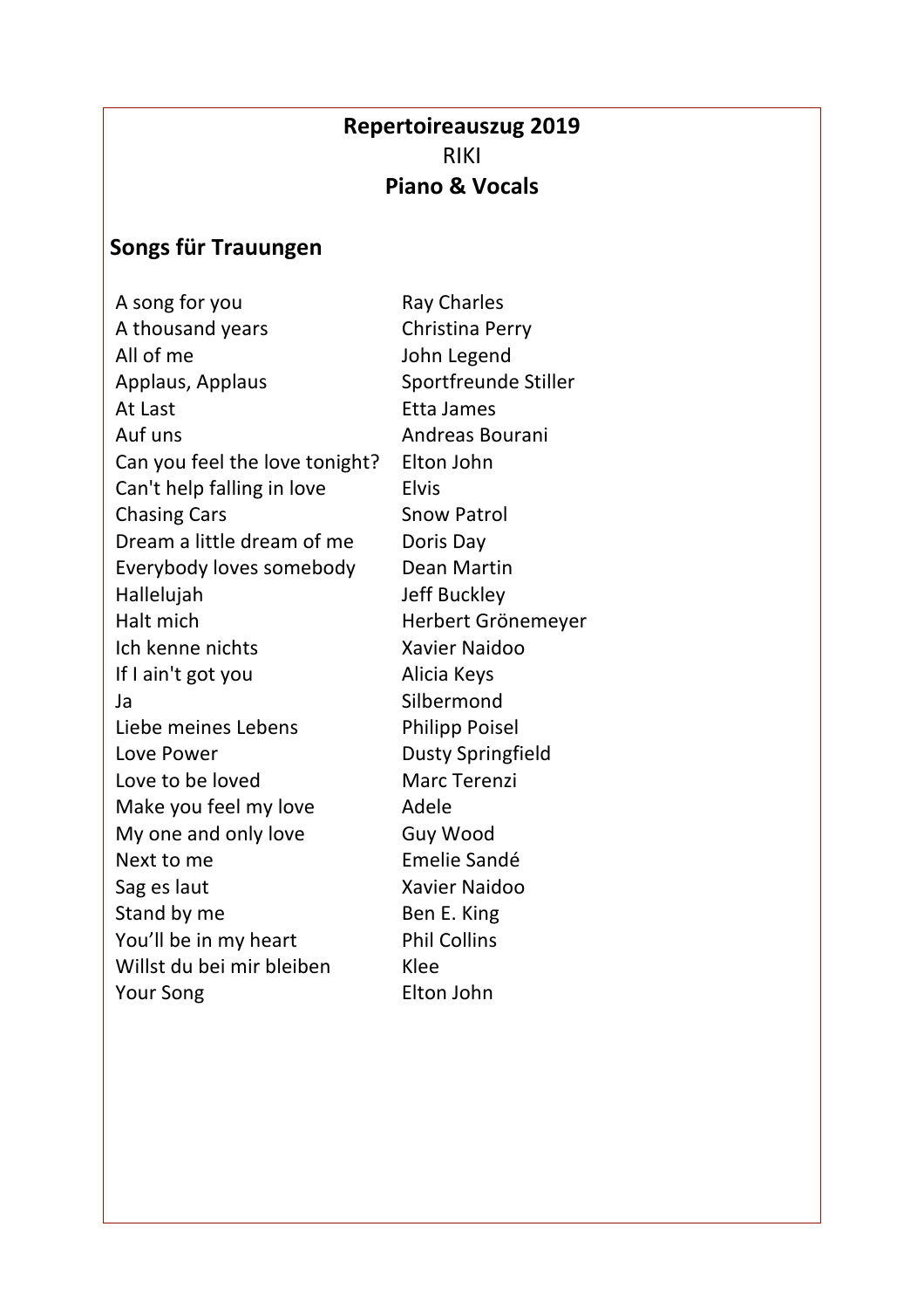**Repertoireauszug 2019**

RIKI

**Piano & Vocals**

## Songs für Trauungen

| Song | Artist |
|---|---|
| A song for you | Ray Charles |
| A thousand years | Christina Perry |
| All of me | John Legend |
| Applaus, Applaus | Sportfreunde Stiller |
| At Last | Etta James |
| Auf uns | Andreas Bourani |
| Can you feel the love tonight? | Elton John |
| Can't help falling in love | Elvis |
| Chasing Cars | Snow Patrol |
| Dream a little dream of me | Doris Day |
| Everybody loves somebody | Dean Martin |
| Hallelujah | Jeff Buckley |
| Halt mich | Herbert Grönemeyer |
| Ich kenne nichts | Xavier Naidoo |
| If I ain't got you | Alicia Keys |
| Ja | Silbermond |
| Liebe meines Lebens | Philipp Poisel |
| Love Power | Dusty Springfield |
| Love to be loved | Marc Terenzi |
| Make you feel my love | Adele |
| My one and only love | Guy Wood |
| Next to me | Emelie Sandé |
| Sag es laut | Xavier Naidoo |
| Stand by me | Ben E. King |
| You'll be in my heart | Phil Collins |
| Willst du bei mir bleiben | Klee |
| Your Song | Elton John |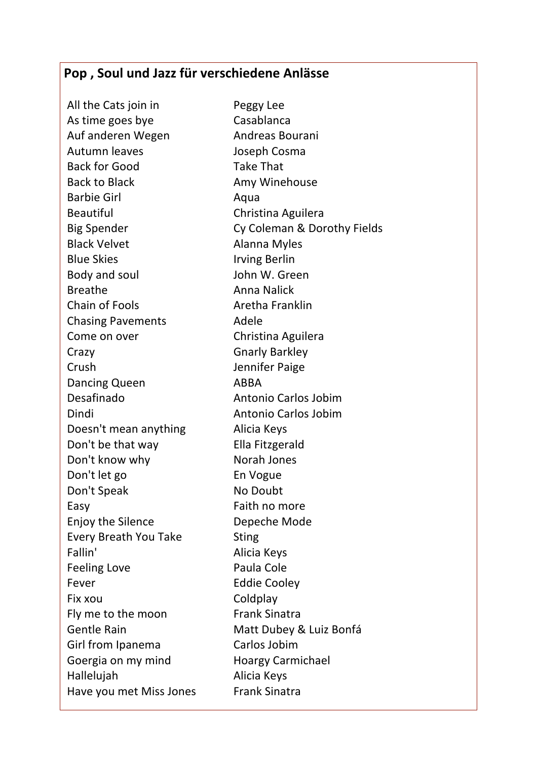## Pop , Soul und Jazz für verschiedene Anlässe

| | |
|---|---|
| All the Cats join in | Peggy Lee |
| As time goes bye | Casablanca |
| Auf anderen Wegen | Andreas Bourani |
| Autumn leaves | Joseph Cosma |
| Back for Good | Take That |
| Back to Black | Amy Winehouse |
| Barbie Girl | Aqua |
| Beautiful | Christina Aguilera |
| Big Spender | Cy Coleman & Dorothy Fields |
| Black Velvet | Alanna Myles |
| Blue Skies | Irving Berlin |
| Body and soul | John W. Green |
| Breathe | Anna Nalick |
| Chain of Fools | Aretha Franklin |
| Chasing Pavements | Adele |
| Come on over | Christina Aguilera |
| Crazy | Gnarly Barkley |
| Crush | Jennifer Paige |
| Dancing Queen | ABBA |
| Desafinado | Antonio Carlos Jobim |
| Dindi | Antonio Carlos Jobim |
| Doesn't mean anything | Alicia Keys |
| Don't be that way | Ella Fitzgerald |
| Don't know why | Norah Jones |
| Don't let go | En Vogue |
| Don't Speak | No Doubt |
| Easy | Faith no more |
| Enjoy the Silence | Depeche Mode |
| Every Breath You Take | Sting |
| Fallin' | Alicia Keys |
| Feeling Love | Paula Cole |
| Fever | Eddie Cooley |
| Fix xou | Coldplay |
| Fly me to the moon | Frank Sinatra |
| Gentle Rain | Matt Dubey & Luiz Bonfá |
| Girl from Ipanema | Carlos Jobim |
| Goergia on my mind | Hoargy Carmichael |
| Hallelujah | Alicia Keys |
| Have you met Miss Jones | Frank Sinatra |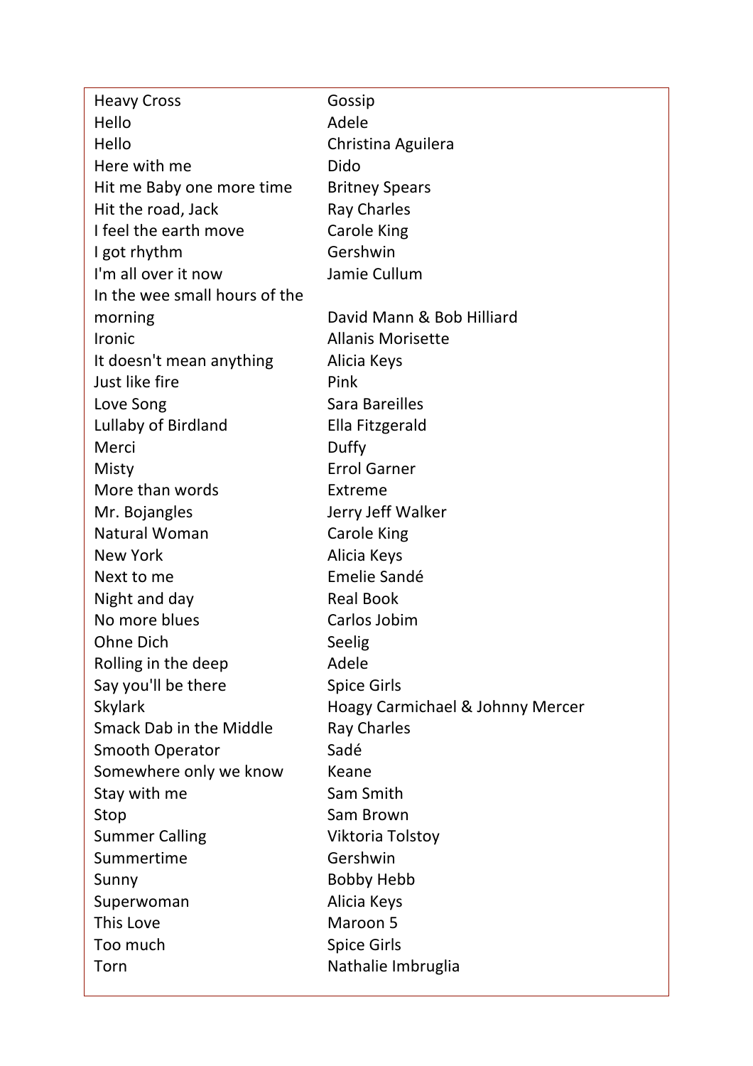| | |
|---|---|
| Heavy Cross | Gossip |
| Hello | Adele |
| Hello | Christina Aguilera |
| Here with me | Dido |
| Hit me Baby one more time | Britney Spears |
| Hit the road, Jack | Ray Charles |
| I feel the earth move | Carole King |
| I got rhythm | Gershwin |
| I'm all over it now | Jamie Cullum |
| In the wee small hours of the morning | David Mann & Bob Hilliard |
| Ironic | Allanis Morisette |
| It doesn't mean anything | Alicia Keys |
| Just like fire | Pink |
| Love Song | Sara Bareilles |
| Lullaby of Birdland | Ella Fitzgerald |
| Merci | Duffy |
| Misty | Errol Garner |
| More than words | Extreme |
| Mr. Bojangles | Jerry Jeff Walker |
| Natural Woman | Carole King |
| New York | Alicia Keys |
| Next to me | Emelie Sandé |
| Night and day | Real Book |
| No more blues | Carlos Jobim |
| Ohne Dich | Seelig |
| Rolling in the deep | Adele |
| Say you'll be there | Spice Girls |
| Skylark | Hoagy Carmichael & Johnny Mercer |
| Smack Dab in the Middle | Ray Charles |
| Smooth Operator | Sadé |
| Somewhere only we know | Keane |
| Stay with me | Sam Smith |
| Stop | Sam Brown |
| Summer Calling | Viktoria Tolstoy |
| Summertime | Gershwin |
| Sunny | Bobby Hebb |
| Superwoman | Alicia Keys |
| This Love | Maroon 5 |
| Too much | Spice Girls |
| Torn | Nathalie Imbruglia |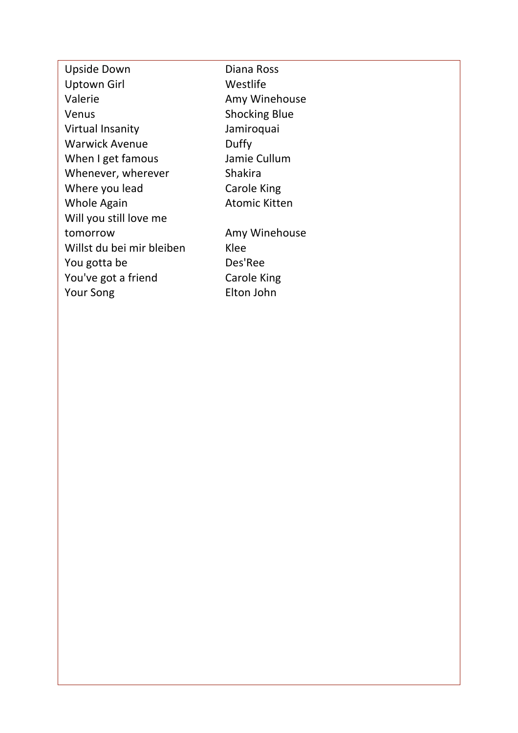| | |
|---|---|
| Upside Down | Diana Ross |
| Uptown Girl | Westlife |
| Valerie | Amy Winehouse |
| Venus | Shocking Blue |
| Virtual Insanity | Jamiroquai |
| Warwick Avenue | Duffy |
| When I get famous | Jamie Cullum |
| Whenever, wherever | Shakira |
| Where you lead | Carole King |
| Whole Again | Atomic Kitten |
| Will you still love me tomorrow | Amy Winehouse |
| Willst du bei mir bleiben | Klee |
| You gotta be | Des'Ree |
| You've got a friend | Carole King |
| Your Song | Elton John |